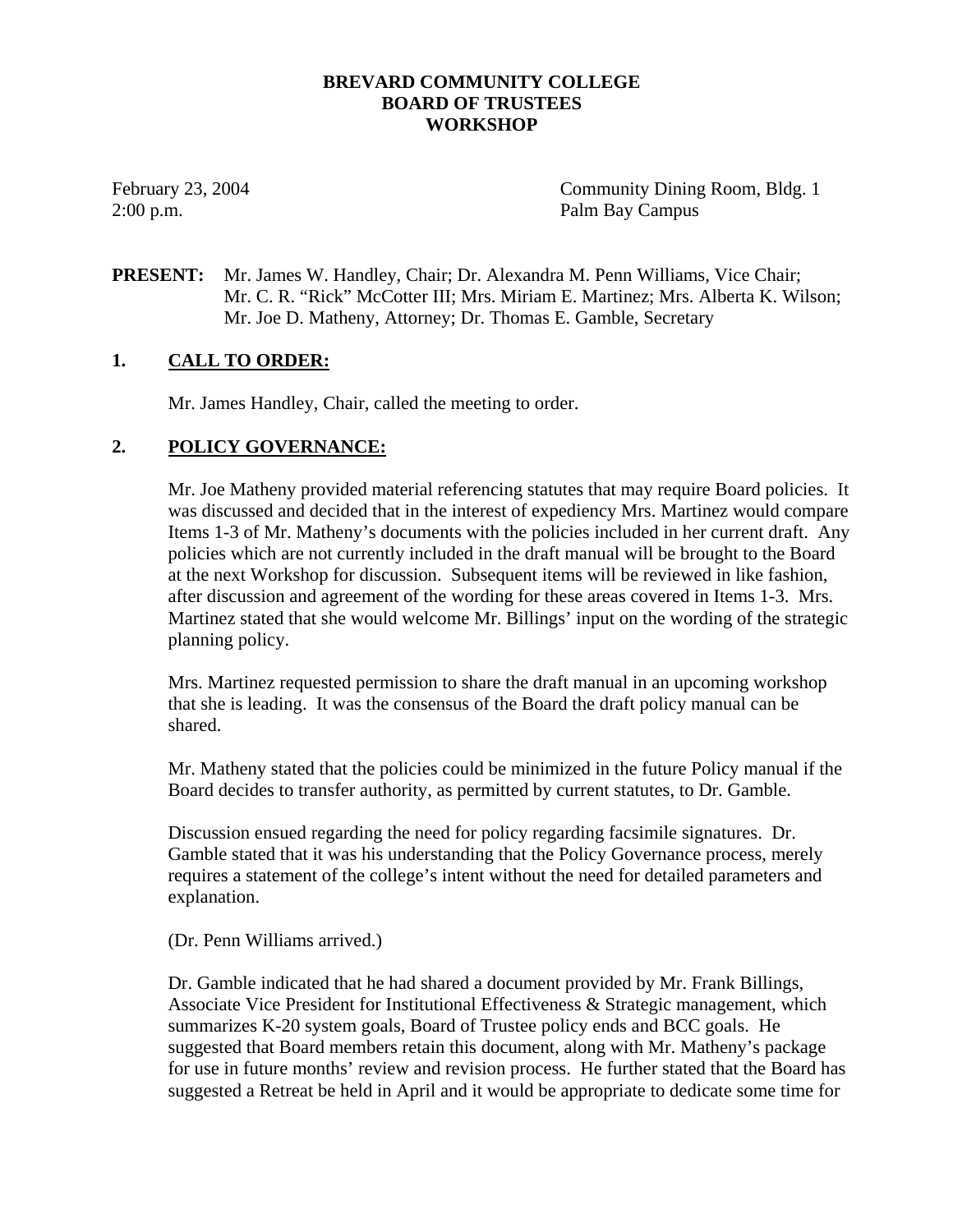# BREVARD COMMUNITY COLLEGE
# BOARD OF TRUSTEES
# WORKSHOP

February 23, 2004
2:00 p.m.

Community Dining Room, Bldg. 1
Palm Bay Campus

**PRESENT:** Mr. James W. Handley, Chair; Dr. Alexandra M. Penn Williams, Vice Chair; Mr. C. R. "Rick" McCotter III; Mrs. Miriam E. Martinez; Mrs. Alberta K. Wilson; Mr. Joe D. Matheny, Attorney; Dr. Thomas E. Gamble, Secretary

## 1. CALL TO ORDER:

Mr. James Handley, Chair, called the meeting to order.

## 2. POLICY GOVERNANCE:

Mr. Joe Matheny provided material referencing statutes that may require Board policies. It was discussed and decided that in the interest of expediency Mrs. Martinez would compare Items 1-3 of Mr. Matheny's documents with the policies included in her current draft. Any policies which are not currently included in the draft manual will be brought to the Board at the next Workshop for discussion. Subsequent items will be reviewed in like fashion, after discussion and agreement of the wording for these areas covered in Items 1-3. Mrs. Martinez stated that she would welcome Mr. Billings' input on the wording of the strategic planning policy.

Mrs. Martinez requested permission to share the draft manual in an upcoming workshop that she is leading. It was the consensus of the Board the draft policy manual can be shared.

Mr. Matheny stated that the policies could be minimized in the future Policy manual if the Board decides to transfer authority, as permitted by current statutes, to Dr. Gamble.

Discussion ensued regarding the need for policy regarding facsimile signatures. Dr. Gamble stated that it was his understanding that the Policy Governance process, merely requires a statement of the college's intent without the need for detailed parameters and explanation.

(Dr. Penn Williams arrived.)

Dr. Gamble indicated that he had shared a document provided by Mr. Frank Billings, Associate Vice President for Institutional Effectiveness & Strategic management, which summarizes K-20 system goals, Board of Trustee policy ends and BCC goals. He suggested that Board members retain this document, along with Mr. Matheny's package for use in future months' review and revision process. He further stated that the Board has suggested a Retreat be held in April and it would be appropriate to dedicate some time for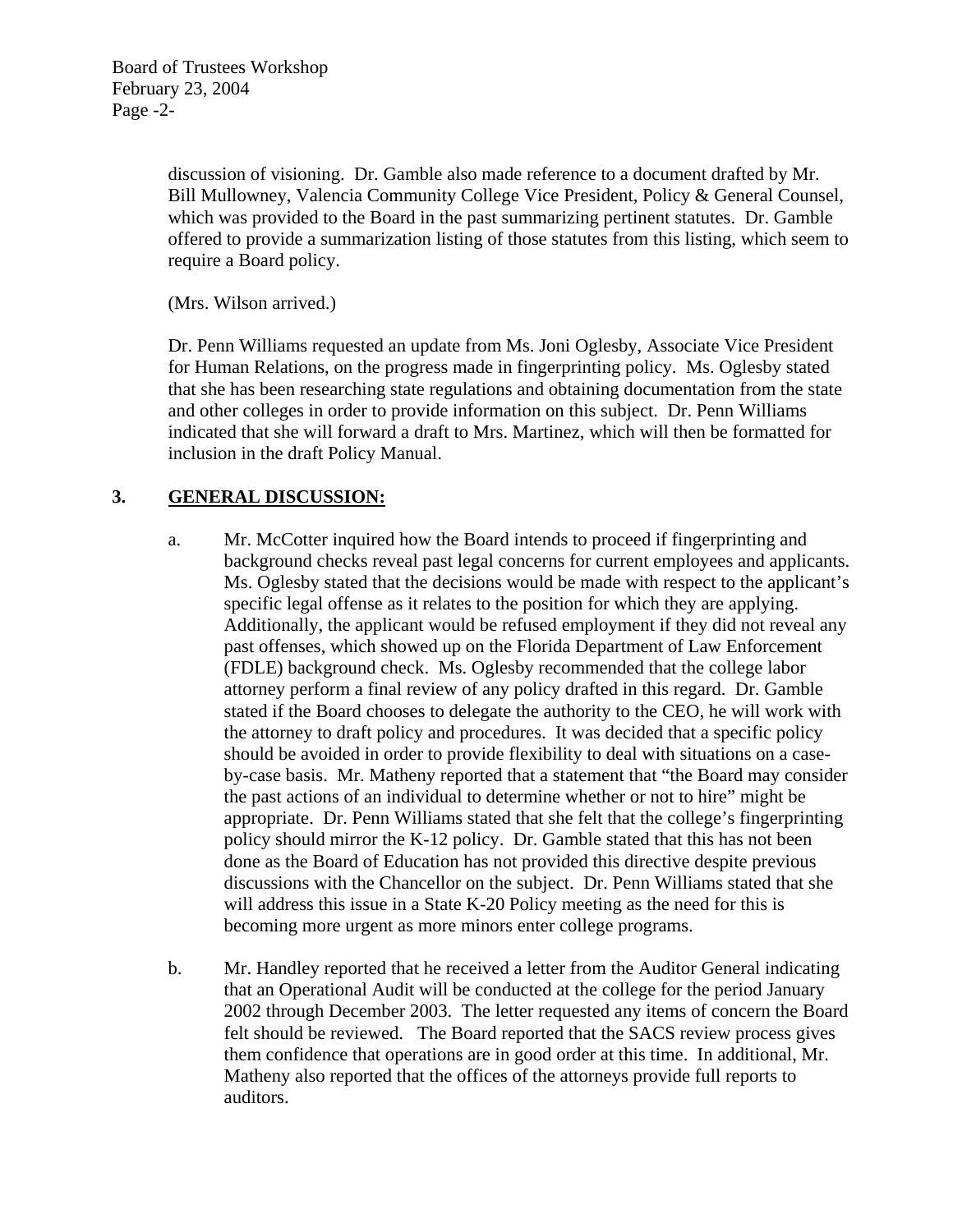discussion of visioning. Dr. Gamble also made reference to a document drafted by Mr. Bill Mullowney, Valencia Community College Vice President, Policy & General Counsel, which was provided to the Board in the past summarizing pertinent statutes. Dr. Gamble offered to provide a summarization listing of those statutes from this listing, which seem to require a Board policy.

(Mrs. Wilson arrived.)

Dr. Penn Williams requested an update from Ms. Joni Oglesby, Associate Vice President for Human Relations, on the progress made in fingerprinting policy. Ms. Oglesby stated that she has been researching state regulations and obtaining documentation from the state and other colleges in order to provide information on this subject. Dr. Penn Williams indicated that she will forward a draft to Mrs. Martinez, which will then be formatted for inclusion in the draft Policy Manual.

## 3. <u>GENERAL DISCUSSION:</u>

a. Mr. McCotter inquired how the Board intends to proceed if fingerprinting and background checks reveal past legal concerns for current employees and applicants. Ms. Oglesby stated that the decisions would be made with respect to the applicant's specific legal offense as it relates to the position for which they are applying. Additionally, the applicant would be refused employment if they did not reveal any past offenses, which showed up on the Florida Department of Law Enforcement (FDLE) background check. Ms. Oglesby recommended that the college labor attorney perform a final review of any policy drafted in this regard. Dr. Gamble stated if the Board chooses to delegate the authority to the CEO, he will work with the attorney to draft policy and procedures. It was decided that a specific policy should be avoided in order to provide flexibility to deal with situations on a case-by-case basis. Mr. Matheny reported that a statement that "the Board may consider the past actions of an individual to determine whether or not to hire" might be appropriate. Dr. Penn Williams stated that she felt that the college's fingerprinting policy should mirror the K-12 policy. Dr. Gamble stated that this has not been done as the Board of Education has not provided this directive despite previous discussions with the Chancellor on the subject. Dr. Penn Williams stated that she will address this issue in a State K-20 Policy meeting as the need for this is becoming more urgent as more minors enter college programs.

b. Mr. Handley reported that he received a letter from the Auditor General indicating that an Operational Audit will be conducted at the college for the period January 2002 through December 2003. The letter requested any items of concern the Board felt should be reviewed. The Board reported that the SACS review process gives them confidence that operations are in good order at this time. In additional, Mr. Matheny also reported that the offices of the attorneys provide full reports to auditors.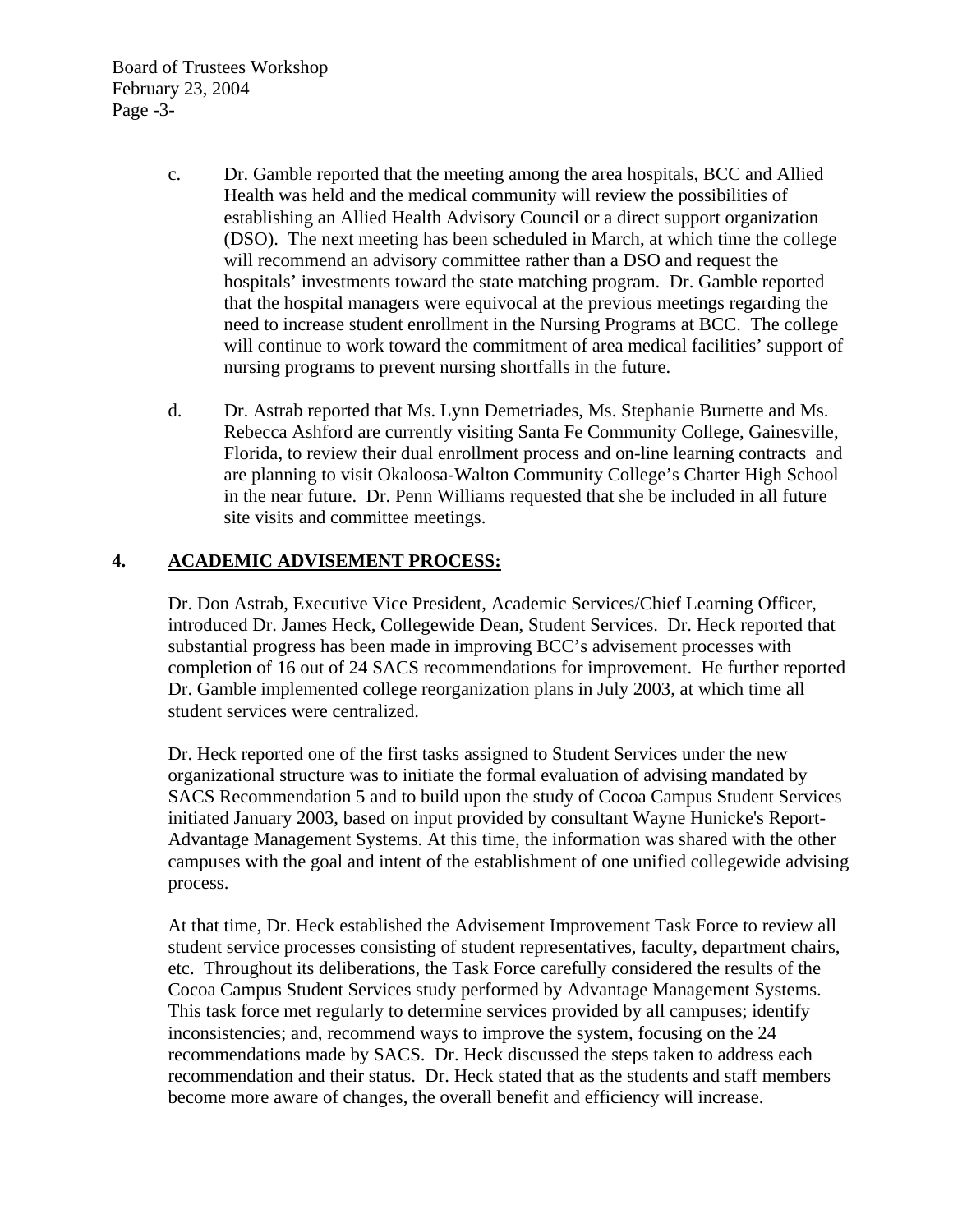c. Dr. Gamble reported that the meeting among the area hospitals, BCC and Allied Health was held and the medical community will review the possibilities of establishing an Allied Health Advisory Council or a direct support organization (DSO). The next meeting has been scheduled in March, at which time the college will recommend an advisory committee rather than a DSO and request the hospitals' investments toward the state matching program. Dr. Gamble reported that the hospital managers were equivocal at the previous meetings regarding the need to increase student enrollment in the Nursing Programs at BCC. The college will continue to work toward the commitment of area medical facilities' support of nursing programs to prevent nursing shortfalls in the future.

d. Dr. Astrab reported that Ms. Lynn Demetriades, Ms. Stephanie Burnette and Ms. Rebecca Ashford are currently visiting Santa Fe Community College, Gainesville, Florida, to review their dual enrollment process and on-line learning contracts and are planning to visit Okaloosa-Walton Community College's Charter High School in the near future. Dr. Penn Williams requested that she be included in all future site visits and committee meetings.

## 4. ACADEMIC ADVISEMENT PROCESS:

Dr. Don Astrab, Executive Vice President, Academic Services/Chief Learning Officer, introduced Dr. James Heck, Collegewide Dean, Student Services. Dr. Heck reported that substantial progress has been made in improving BCC's advisement processes with completion of 16 out of 24 SACS recommendations for improvement. He further reported Dr. Gamble implemented college reorganization plans in July 2003, at which time all student services were centralized.

Dr. Heck reported one of the first tasks assigned to Student Services under the new organizational structure was to initiate the formal evaluation of advising mandated by SACS Recommendation 5 and to build upon the study of Cocoa Campus Student Services initiated January 2003, based on input provided by consultant Wayne Hunicke's Report-Advantage Management Systems. At this time, the information was shared with the other campuses with the goal and intent of the establishment of one unified collegewide advising process.

At that time, Dr. Heck established the Advisement Improvement Task Force to review all student service processes consisting of student representatives, faculty, department chairs, etc. Throughout its deliberations, the Task Force carefully considered the results of the Cocoa Campus Student Services study performed by Advantage Management Systems. This task force met regularly to determine services provided by all campuses; identify inconsistencies; and, recommend ways to improve the system, focusing on the 24 recommendations made by SACS. Dr. Heck discussed the steps taken to address each recommendation and their status. Dr. Heck stated that as the students and staff members become more aware of changes, the overall benefit and efficiency will increase.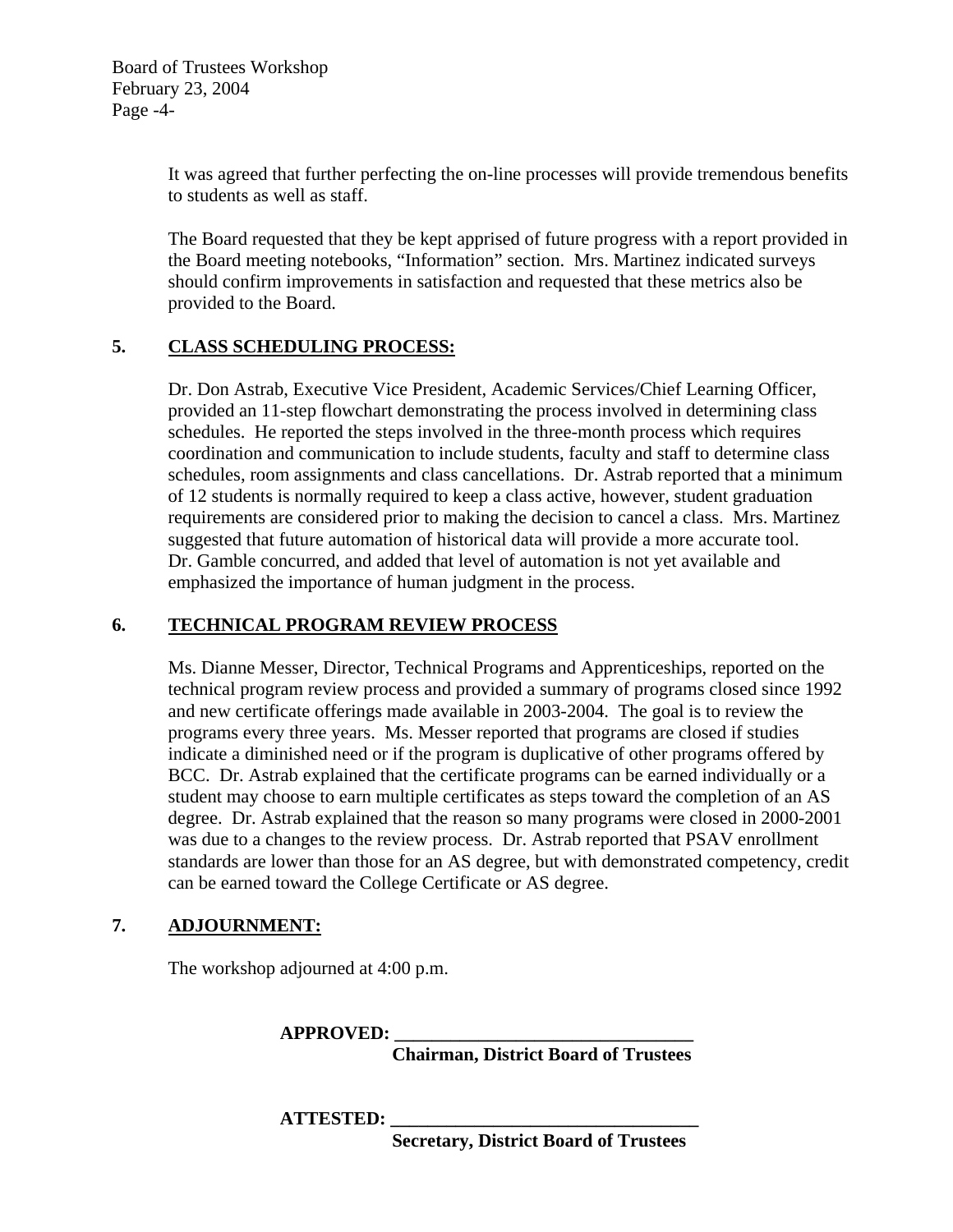It was agreed that further perfecting the on-line processes will provide tremendous benefits to students as well as staff.

The Board requested that they be kept apprised of future progress with a report provided in the Board meeting notebooks, "Information" section. Mrs. Martinez indicated surveys should confirm improvements in satisfaction and requested that these metrics also be provided to the Board.

## 5. CLASS SCHEDULING PROCESS:

Dr. Don Astrab, Executive Vice President, Academic Services/Chief Learning Officer, provided an 11-step flowchart demonstrating the process involved in determining class schedules. He reported the steps involved in the three-month process which requires coordination and communication to include students, faculty and staff to determine class schedules, room assignments and class cancellations. Dr. Astrab reported that a minimum of 12 students is normally required to keep a class active, however, student graduation requirements are considered prior to making the decision to cancel a class. Mrs. Martinez suggested that future automation of historical data will provide a more accurate tool. Dr. Gamble concurred, and added that level of automation is not yet available and emphasized the importance of human judgment in the process.

## 6. TECHNICAL PROGRAM REVIEW PROCESS

Ms. Dianne Messer, Director, Technical Programs and Apprenticeships, reported on the technical program review process and provided a summary of programs closed since 1992 and new certificate offerings made available in 2003-2004. The goal is to review the programs every three years. Ms. Messer reported that programs are closed if studies indicate a diminished need or if the program is duplicative of other programs offered by BCC. Dr. Astrab explained that the certificate programs can be earned individually or a student may choose to earn multiple certificates as steps toward the completion of an AS degree. Dr. Astrab explained that the reason so many programs were closed in 2000-2001 was due to a changes to the review process. Dr. Astrab reported that PSAV enrollment standards are lower than those for an AS degree, but with demonstrated competency, credit can be earned toward the College Certificate or AS degree.

## 7. ADJOURNMENT:

The workshop adjourned at 4:00 p.m.

**APPROVED: \_\_\_\_\_\_\_\_\_\_\_\_\_\_\_\_\_\_\_\_\_\_\_\_\_\_\_\_\_\_\_\_**
**Chairman, District Board of Trustees**

**ATTESTED: \_\_\_\_\_\_\_\_\_\_\_\_\_\_\_\_\_\_\_\_\_\_\_\_\_\_\_\_\_\_\_\_**
**Secretary, District Board of Trustees**